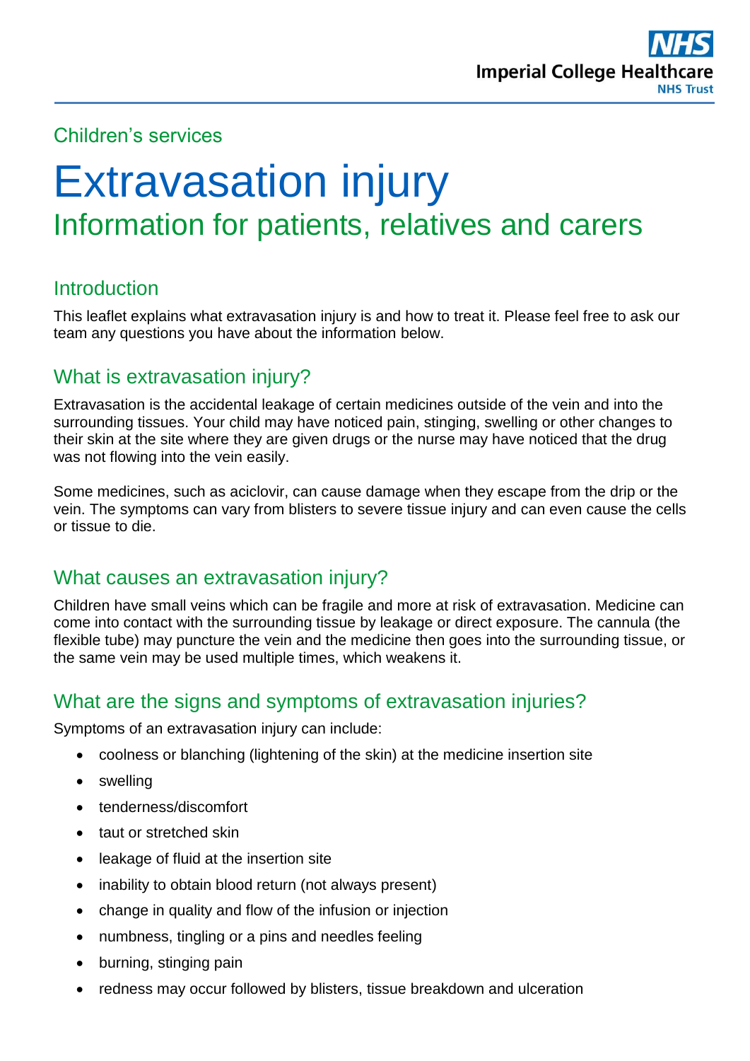Children's services

# Extravasation injury

## Information for patients, relatives and carers

### Introduction

This leaflet explains what extravasation injury is and how to treat it. Please feel free to ask our team any questions you have about the information below.

### What is extravasation injury?

Extravasation is the accidental leakage of certain medicines outside of the vein and into the surrounding tissues. Your child may have noticed pain, stinging, swelling or other changes to their skin at the site where they are given drugs or the nurse may have noticed that the drug was not flowing into the vein easily.

Some medicines, such as aciclovir, can cause damage when they escape from the drip or the vein. The symptoms can vary from blisters to severe tissue injury and can even cause the cells or tissue to die.

### What causes an extravasation injury?

Children have small veins which can be fragile and more at risk of extravasation. Medicine can come into contact with the surrounding tissue by leakage or direct exposure. The cannula (the flexible tube) may puncture the vein and the medicine then goes into the surrounding tissue, or the same vein may be used multiple times, which weakens it.

### What are the signs and symptoms of extravasation injuries?

Symptoms of an extravasation injury can include:

- coolness or blanching (lightening of the skin) at the medicine insertion site
- swelling
- tenderness/discomfort
- taut or stretched skin
- leakage of fluid at the insertion site
- inability to obtain blood return (not always present)
- change in quality and flow of the infusion or injection
- numbness, tingling or a pins and needles feeling
- burning, stinging pain
- redness may occur followed by blisters, tissue breakdown and ulceration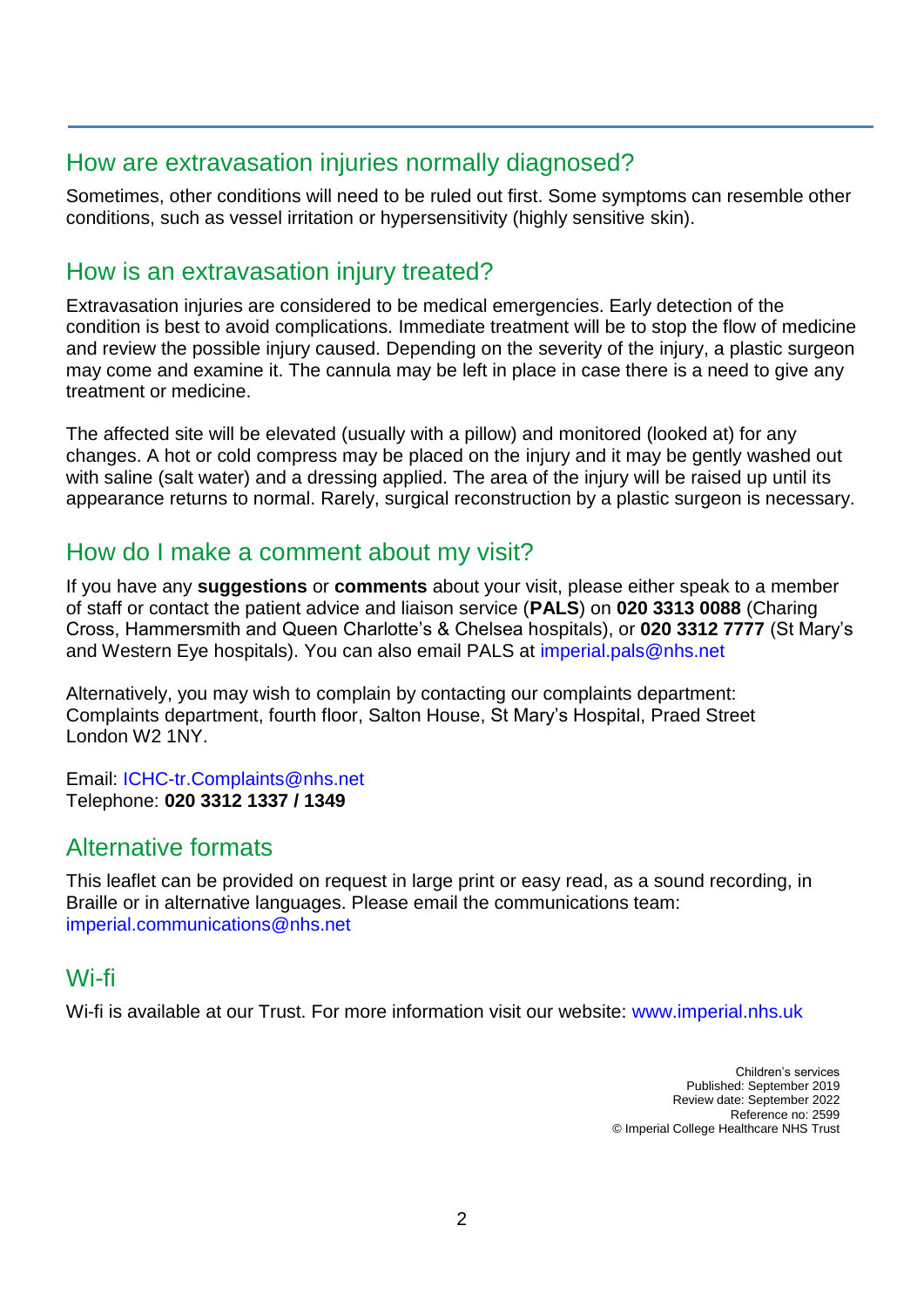## How are extravasation injuries normally diagnosed?

Sometimes, other conditions will need to be ruled out first. Some symptoms can resemble other conditions, such as vessel irritation or hypersensitivity (highly sensitive skin).

## How is an extravasation injury treated?

Extravasation injuries are considered to be medical emergencies. Early detection of the condition is best to avoid complications. Immediate treatment will be to stop the flow of medicine and review the possible injury caused. Depending on the severity of the injury, a plastic surgeon may come and examine it. The cannula may be left in place in case there is a need to give any treatment or medicine.

The affected site will be elevated (usually with a pillow) and monitored (looked at) for any changes. A hot or cold compress may be placed on the injury and it may be gently washed out with saline (salt water) and a dressing applied. The area of the injury will be raised up until its appearance returns to normal. Rarely, surgical reconstruction by a plastic surgeon is necessary.

## How do I make a comment about my visit?

If you have any **suggestions** or **comments** about your visit, please either speak to a member of staff or contact the patient advice and liaison service (**PALS**) on **020 3313 0088** (Charing Cross, Hammersmith and Queen Charlotte's & Chelsea hospitals), or **020 3312 7777** (St Mary's and Western Eye hospitals). You can also email PALS at imperial.pals@nhs.net

Alternatively, you may wish to complain by contacting our complaints department:
Complaints department, fourth floor, Salton House, St Mary's Hospital, Praed Street
London W2 1NY.

Email: ICHC-tr.Complaints@nhs.net
Telephone: **020 3312 1337 / 1349**

## Alternative formats

This leaflet can be provided on request in large print or easy read, as a sound recording, in Braille or in alternative languages. Please email the communications team:
imperial.communications@nhs.net

## Wi-fi

Wi-fi is available at our Trust. For more information visit our website: www.imperial.nhs.uk

Children's services
Published: September 2019
Review date: September 2022
Reference no: 2599
© Imperial College Healthcare NHS Trust